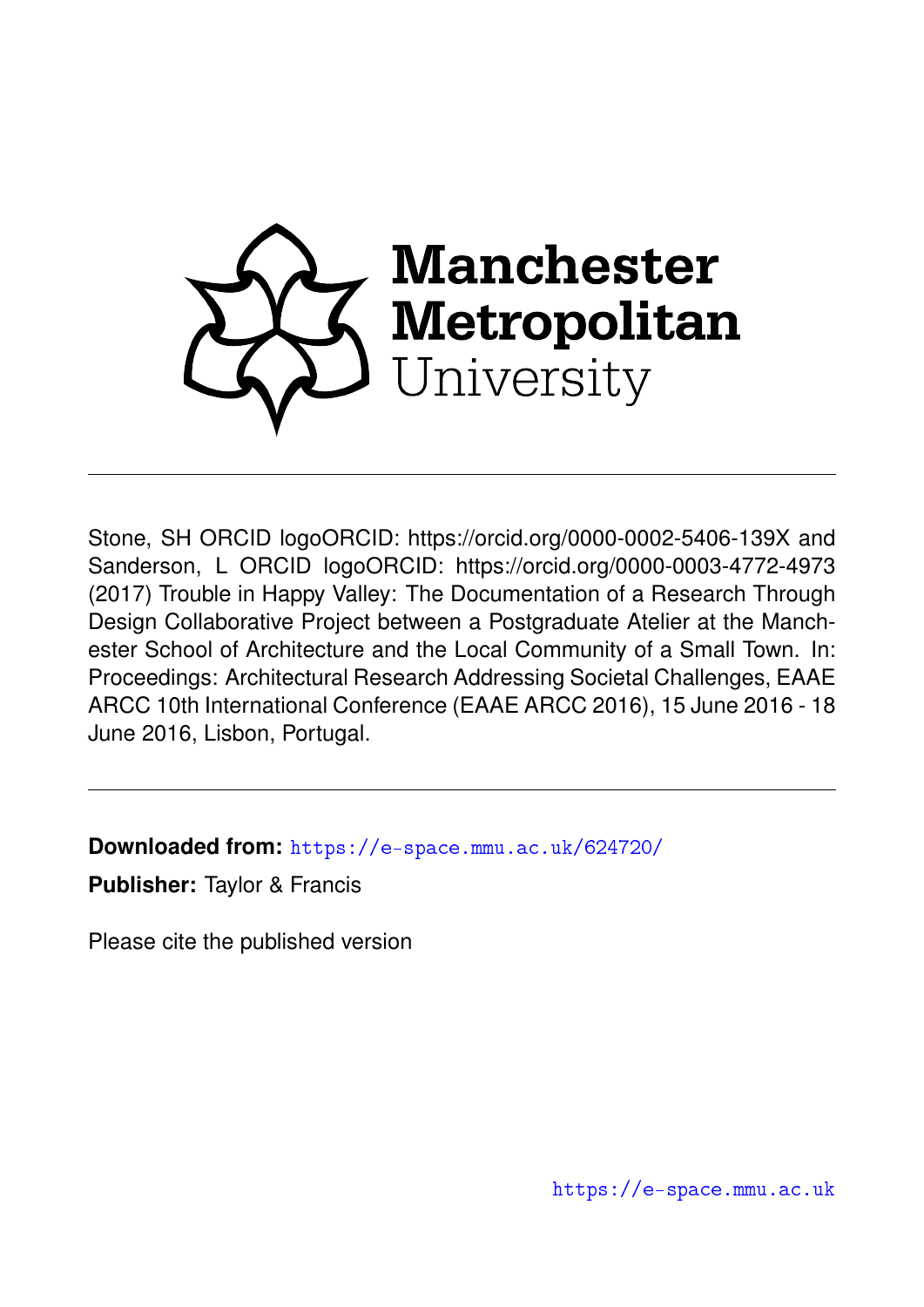Manchester Metropolitan University

---

Stone, SH ORCID logoORCID: https://orcid.org/0000-0002-5406-139X and Sanderson, L ORCID logoORCID: https://orcid.org/0000-0003-4772-4973 (2017) Trouble in Happy Valley: The Documentation of a Research Through Design Collaborative Project between a Postgraduate Atelier at the Manchester School of Architecture and the Local Community of a Small Town. In: Proceedings: Architectural Research Addressing Societal Challenges, EAAE ARCC 10th International Conference (EAAE ARCC 2016), 15 June 2016 - 18 June 2016, Lisbon, Portugal.

---

**Downloaded from:** https://e-space.mmu.ac.uk/624720/

**Publisher:** Taylor & Francis

Please cite the published version

https://e-space.mmu.ac.uk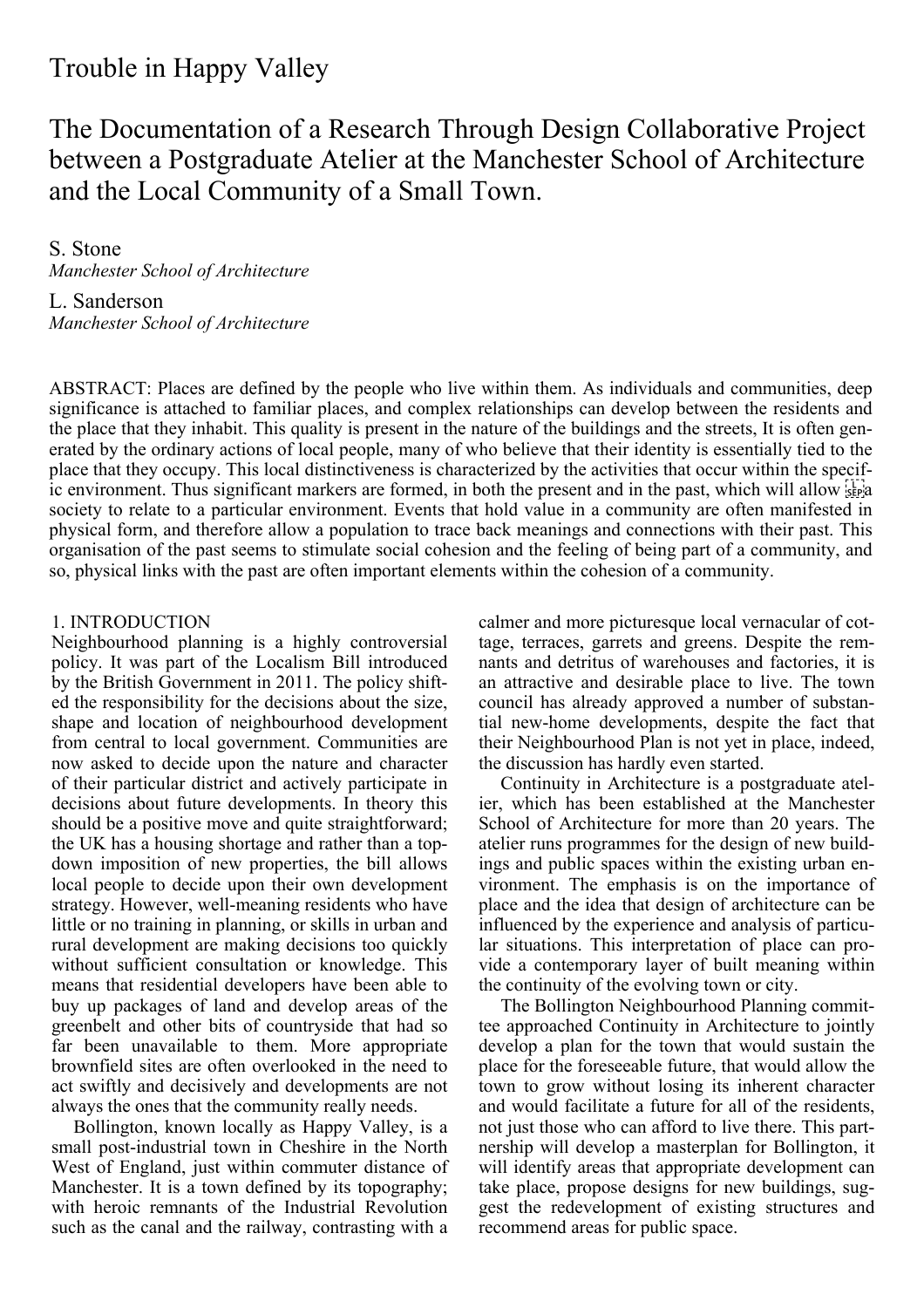# Trouble in Happy Valley

## The Documentation of a Research Through Design Collaborative Project between a Postgraduate Atelier at the Manchester School of Architecture and the Local Community of a Small Town.

S. Stone
*Manchester School of Architecture*

L. Sanderson
*Manchester School of Architecture*

ABSTRACT: Places are defined by the people who live within them. As individuals and communities, deep significance is attached to familiar places, and complex relationships can develop between the residents and the place that they inhabit. This quality is present in the nature of the buildings and the streets, It is often generated by the ordinary actions of local people, many of who believe that their identity is essentially tied to the place that they occupy. This local distinctiveness is characterized by the activities that occur within the specific environment. Thus significant markers are formed, in both the present and in the past, which will allow a society to relate to a particular environment. Events that hold value in a community are often manifested in physical form, and therefore allow a population to trace back meanings and connections with their past. This organisation of the past seems to stimulate social cohesion and the feeling of being part of a community, and so, physical links with the past are often important elements within the cohesion of a community.

### 1. INTRODUCTION

Neighbourhood planning is a highly controversial policy. It was part of the Localism Bill introduced by the British Government in 2011. The policy shifted the responsibility for the decisions about the size, shape and location of neighbourhood development from central to local government. Communities are now asked to decide upon the nature and character of their particular district and actively participate in decisions about future developments. In theory this should be a positive move and quite straightforward; the UK has a housing shortage and rather than a top-down imposition of new properties, the bill allows local people to decide upon their own development strategy. However, well-meaning residents who have little or no training in planning, or skills in urban and rural development are making decisions too quickly without sufficient consultation or knowledge. This means that residential developers have been able to buy up packages of land and develop areas of the greenbelt and other bits of countryside that had so far been unavailable to them. More appropriate brownfield sites are often overlooked in the need to act swiftly and decisively and developments are not always the ones that the community really needs.

Bollington, known locally as Happy Valley, is a small post-industrial town in Cheshire in the North West of England, just within commuter distance of Manchester. It is a town defined by its topography; with heroic remnants of the Industrial Revolution such as the canal and the railway, contrasting with a calmer and more picturesque local vernacular of cottage, terraces, garrets and greens. Despite the remnants and detritus of warehouses and factories, it is an attractive and desirable place to live. The town council has already approved a number of substantial new-home developments, despite the fact that their Neighbourhood Plan is not yet in place, indeed, the discussion has hardly even started.

Continuity in Architecture is a postgraduate atelier, which has been established at the Manchester School of Architecture for more than 20 years. The atelier runs programmes for the design of new buildings and public spaces within the existing urban environment. The emphasis is on the importance of place and the idea that design of architecture can be influenced by the experience and analysis of particular situations. This interpretation of place can provide a contemporary layer of built meaning within the continuity of the evolving town or city.

The Bollington Neighbourhood Planning committee approached Continuity in Architecture to jointly develop a plan for the town that would sustain the place for the foreseeable future, that would allow the town to grow without losing its inherent character and would facilitate a future for all of the residents, not just those who can afford to live there. This partnership will develop a masterplan for Bollington, it will identify areas that appropriate development can take place, propose designs for new buildings, suggest the redevelopment of existing structures and recommend areas for public space.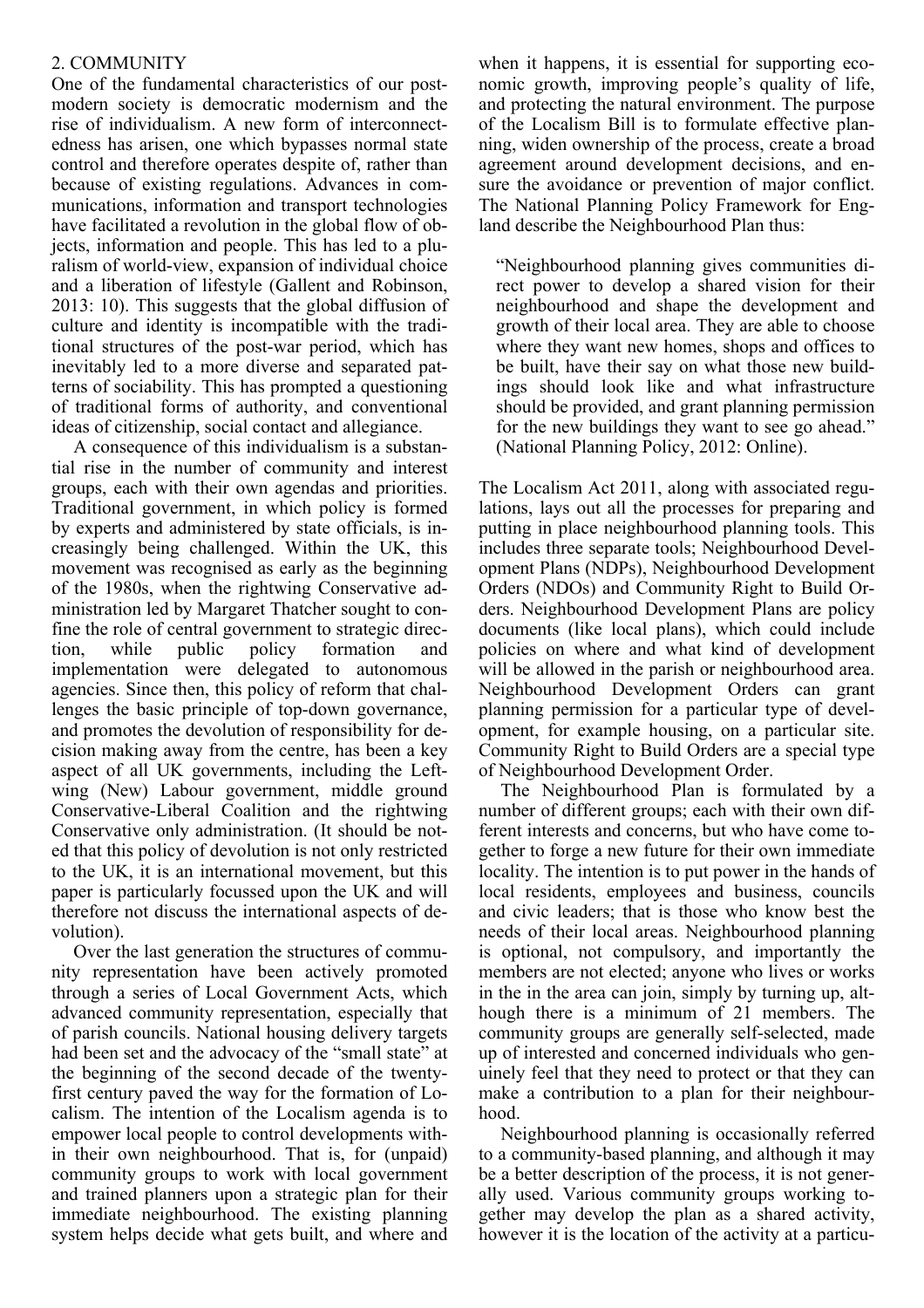## 2. COMMUNITY

One of the fundamental characteristics of our post-modern society is democratic modernism and the rise of individualism. A new form of interconnectedness has arisen, one which bypasses normal state control and therefore operates despite of, rather than because of existing regulations. Advances in communications, information and transport technologies have facilitated a revolution in the global flow of objects, information and people. This has led to a pluralism of world-view, expansion of individual choice and a liberation of lifestyle (Gallent and Robinson, 2013: 10). This suggests that the global diffusion of culture and identity is incompatible with the traditional structures of the post-war period, which has inevitably led to a more diverse and separated patterns of sociability. This has prompted a questioning of traditional forms of authority, and conventional ideas of citizenship, social contact and allegiance.

A consequence of this individualism is a substantial rise in the number of community and interest groups, each with their own agendas and priorities. Traditional government, in which policy is formed by experts and administered by state officials, is increasingly being challenged. Within the UK, this movement was recognised as early as the beginning of the 1980s, when the rightwing Conservative administration led by Margaret Thatcher sought to confine the role of central government to strategic direction, while public policy formation and implementation were delegated to autonomous agencies. Since then, this policy of reform that challenges the basic principle of top-down governance, and promotes the devolution of responsibility for decision making away from the centre, has been a key aspect of all UK governments, including the Left-wing (New) Labour government, middle ground Conservative-Liberal Coalition and the rightwing Conservative only administration. (It should be noted that this policy of devolution is not only restricted to the UK, it is an international movement, but this paper is particularly focussed upon the UK and will therefore not discuss the international aspects of devolution).

Over the last generation the structures of community representation have been actively promoted through a series of Local Government Acts, which advanced community representation, especially that of parish councils. National housing delivery targets had been set and the advocacy of the "small state" at the beginning of the second decade of the twenty-first century paved the way for the formation of Localism. The intention of the Localism agenda is to empower local people to control developments within their own neighbourhood. That is, for (unpaid) community groups to work with local government and trained planners upon a strategic plan for their immediate neighbourhood. The existing planning system helps decide what gets built, and where and when it happens, it is essential for supporting economic growth, improving people's quality of life, and protecting the natural environment. The purpose of the Localism Bill is to formulate effective planning, widen ownership of the process, create a broad agreement around development decisions, and ensure the avoidance or prevention of major conflict. The National Planning Policy Framework for England describe the Neighbourhood Plan thus:

> "Neighbourhood planning gives communities direct power to develop a shared vision for their neighbourhood and shape the development and growth of their local area. They are able to choose where they want new homes, shops and offices to be built, have their say on what those new buildings should look like and what infrastructure should be provided, and grant planning permission for the new buildings they want to see go ahead." (National Planning Policy, 2012: Online).

The Localism Act 2011, along with associated regulations, lays out all the processes for preparing and putting in place neighbourhood planning tools. This includes three separate tools; Neighbourhood Development Plans (NDPs), Neighbourhood Development Orders (NDOs) and Community Right to Build Orders. Neighbourhood Development Plans are policy documents (like local plans), which could include policies on where and what kind of development will be allowed in the parish or neighbourhood area. Neighbourhood Development Orders can grant planning permission for a particular type of development, for example housing, on a particular site. Community Right to Build Orders are a special type of Neighbourhood Development Order.

The Neighbourhood Plan is formulated by a number of different groups; each with their own different interests and concerns, but who have come together to forge a new future for their own immediate locality. The intention is to put power in the hands of local residents, employees and business, councils and civic leaders; that is those who know best the needs of their local areas. Neighbourhood planning is optional, not compulsory, and importantly the members are not elected; anyone who lives or works in the in the area can join, simply by turning up, although there is a minimum of 21 members. The community groups are generally self-selected, made up of interested and concerned individuals who genuinely feel that they need to protect or that they can make a contribution to a plan for their neighbourhood.

Neighbourhood planning is occasionally referred to a community-based planning, and although it may be a better description of the process, it is not generally used. Various community groups working together may develop the plan as a shared activity, however it is the location of the activity at a particu-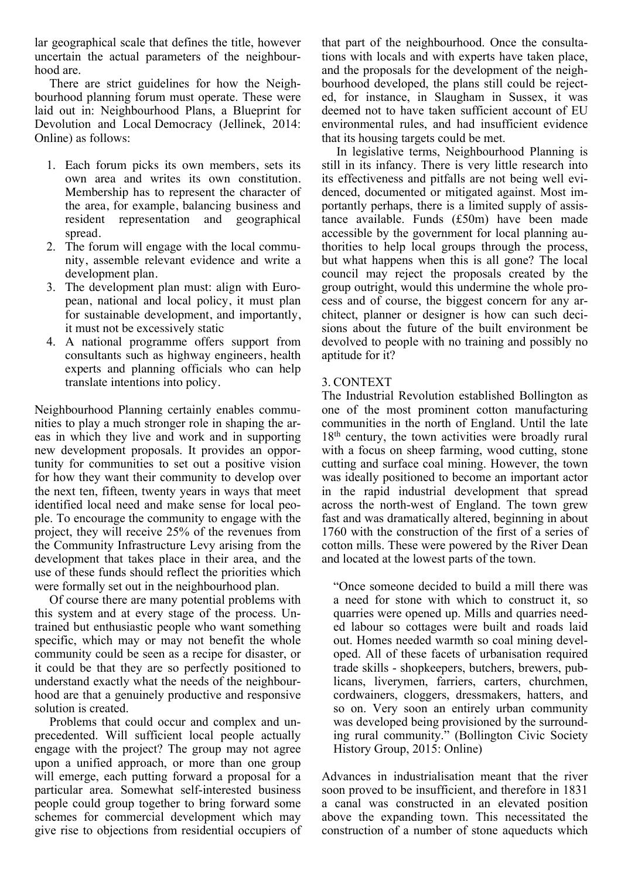lar geographical scale that defines the title, however uncertain the actual parameters of the neighbourhood are.

There are strict guidelines for how the Neighbourhood planning forum must operate. These were laid out in: Neighbourhood Plans, a Blueprint for Devolution and Local Democracy (Jellinek, 2014: Online) as follows:

1. Each forum picks its own members, sets its own area and writes its own constitution. Membership has to represent the character of the area, for example, balancing business and resident representation and geographical spread.
2. The forum will engage with the local community, assemble relevant evidence and write a development plan.
3. The development plan must: align with European, national and local policy, it must plan for sustainable development, and importantly, it must not be excessively static
4. A national programme offers support from consultants such as highway engineers, health experts and planning officials who can help translate intentions into policy.

Neighbourhood Planning certainly enables communities to play a much stronger role in shaping the areas in which they live and work and in supporting new development proposals. It provides an opportunity for communities to set out a positive vision for how they want their community to develop over the next ten, fifteen, twenty years in ways that meet identified local need and make sense for local people. To encourage the community to engage with the project, they will receive 25% of the revenues from the Community Infrastructure Levy arising from the development that takes place in their area, and the use of these funds should reflect the priorities which were formally set out in the neighbourhood plan.

Of course there are many potential problems with this system and at every stage of the process. Untrained but enthusiastic people who want something specific, which may or may not benefit the whole community could be seen as a recipe for disaster, or it could be that they are so perfectly positioned to understand exactly what the needs of the neighbourhood are that a genuinely productive and responsive solution is created.

Problems that could occur and complex and unprecedented. Will sufficient local people actually engage with the project? The group may not agree upon a unified approach, or more than one group will emerge, each putting forward a proposal for a particular area. Somewhat self-interested business people could group together to bring forward some schemes for commercial development which may give rise to objections from residential occupiers of that part of the neighbourhood. Once the consultations with locals and with experts have taken place, and the proposals for the development of the neighbourhood developed, the plans still could be rejected, for instance, in Slaugham in Sussex, it was deemed not to have taken sufficient account of EU environmental rules, and had insufficient evidence that its housing targets could be met.

In legislative terms, Neighbourhood Planning is still in its infancy. There is very little research into its effectiveness and pitfalls are not being well evidenced, documented or mitigated against. Most importantly perhaps, there is a limited supply of assistance available. Funds (£50m) have been made accessible by the government for local planning authorities to help local groups through the process, but what happens when this is all gone? The local council may reject the proposals created by the group outright, would this undermine the whole process and of course, the biggest concern for any architect, planner or designer is how can such decisions about the future of the built environment be devolved to people with no training and possibly no aptitude for it?

## 3. CONTEXT

The Industrial Revolution established Bollington as one of the most prominent cotton manufacturing communities in the north of England. Until the late 18th century, the town activities were broadly rural with a focus on sheep farming, wood cutting, stone cutting and surface coal mining. However, the town was ideally positioned to become an important actor in the rapid industrial development that spread across the north-west of England. The town grew fast and was dramatically altered, beginning in about 1760 with the construction of the first of a series of cotton mills. These were powered by the River Dean and located at the lowest parts of the town.

> "Once someone decided to build a mill there was a need for stone with which to construct it, so quarries were opened up. Mills and quarries needed labour so cottages were built and roads laid out. Homes needed warmth so coal mining developed. All of these facets of urbanisation required trade skills - shopkeepers, butchers, brewers, publicans, liverymen, farriers, carters, churchmen, cordwainers, cloggers, dressmakers, hatters, and so on. Very soon an entirely urban community was developed being provisioned by the surrounding rural community." (Bollington Civic Society History Group, 2015: Online)

Advances in industrialisation meant that the river soon proved to be insufficient, and therefore in 1831 a canal was constructed in an elevated position above the expanding town. This necessitated the construction of a number of stone aqueducts which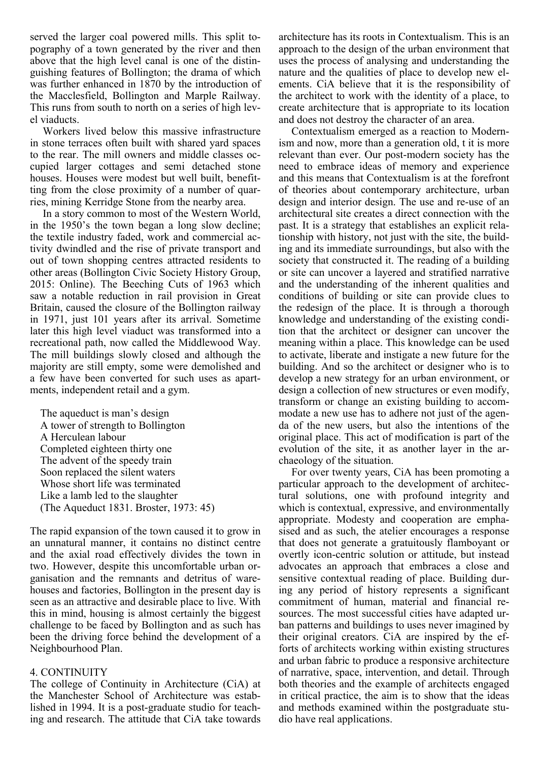served the larger coal powered mills. This split topography of a town generated by the river and then above that the high level canal is one of the distinguishing features of Bollington; the drama of which was further enhanced in 1870 by the introduction of the Macclesfield, Bollington and Marple Railway. This runs from south to north on a series of high level viaducts.

Workers lived below this massive infrastructure in stone terraces often built with shared yard spaces to the rear. The mill owners and middle classes occupied larger cottages and semi detached stone houses. Houses were modest but well built, benefitting from the close proximity of a number of quarries, mining Kerridge Stone from the nearby area.

In a story common to most of the Western World, in the 1950's the town began a long slow decline; the textile industry faded, work and commercial activity dwindled and the rise of private transport and out of town shopping centres attracted residents to other areas (Bollington Civic Society History Group, 2015: Online). The Beeching Cuts of 1963 which saw a notable reduction in rail provision in Great Britain, caused the closure of the Bollington railway in 1971, just 101 years after its arrival. Sometime later this high level viaduct was transformed into a recreational path, now called the Middlewood Way. The mill buildings slowly closed and although the majority are still empty, some were demolished and a few have been converted for such uses as apartments, independent retail and a gym.

> The aqueduct is man's design
> A tower of strength to Bollington
> A Herculean labour
> Completed eighteen thirty one
> The advent of the speedy train
> Soon replaced the silent waters
> Whose short life was terminated
> Like a lamb led to the slaughter
> (The Aqueduct 1831. Broster, 1973: 45)

The rapid expansion of the town caused it to grow in an unnatural manner, it contains no distinct centre and the axial road effectively divides the town in two. However, despite this uncomfortable urban organisation and the remnants and detritus of warehouses and factories, Bollington in the present day is seen as an attractive and desirable place to live. With this in mind, housing is almost certainly the biggest challenge to be faced by Bollington and as such has been the driving force behind the development of a Neighbourhood Plan.

## 4. CONTINUITY

The college of Continuity in Architecture (CiA) at the Manchester School of Architecture was established in 1994. It is a post-graduate studio for teaching and research. The attitude that CiA take towards architecture has its roots in Contextualism. This is an approach to the design of the urban environment that uses the process of analysing and understanding the nature and the qualities of place to develop new elements. CiA believe that it is the responsibility of the architect to work with the identity of a place, to create architecture that is appropriate to its location and does not destroy the character of an area.

Contextualism emerged as a reaction to Modernism and now, more than a generation old, t it is more relevant than ever. Our post-modern society has the need to embrace ideas of memory and experience and this means that Contextualism is at the forefront of theories about contemporary architecture, urban design and interior design. The use and re-use of an architectural site creates a direct connection with the past. It is a strategy that establishes an explicit relationship with history, not just with the site, the building and its immediate surroundings, but also with the society that constructed it. The reading of a building or site can uncover a layered and stratified narrative and the understanding of the inherent qualities and conditions of building or site can provide clues to the redesign of the place. It is through a thorough knowledge and understanding of the existing condition that the architect or designer can uncover the meaning within a place. This knowledge can be used to activate, liberate and instigate a new future for the building. And so the architect or designer who is to develop a new strategy for an urban environment, or design a collection of new structures or even modify, transform or change an existing building to accommodate a new use has to adhere not just of the agenda of the new users, but also the intentions of the original place. This act of modification is part of the evolution of the site, it as another layer in the archaeology of the situation.

For over twenty years, CiA has been promoting a particular approach to the development of architectural solutions, one with profound integrity and which is contextual, expressive, and environmentally appropriate. Modesty and cooperation are emphasised and as such, the atelier encourages a response that does not generate a gratuitously flamboyant or overtly icon-centric solution or attitude, but instead advocates an approach that embraces a close and sensitive contextual reading of place. Building during any period of history represents a significant commitment of human, material and financial resources. The most successful cities have adapted urban patterns and buildings to uses never imagined by their original creators. CiA are inspired by the efforts of architects working within existing structures and urban fabric to produce a responsive architecture of narrative, space, intervention, and detail. Through both theories and the example of architects engaged in critical practice, the aim is to show that the ideas and methods examined within the postgraduate studio have real applications.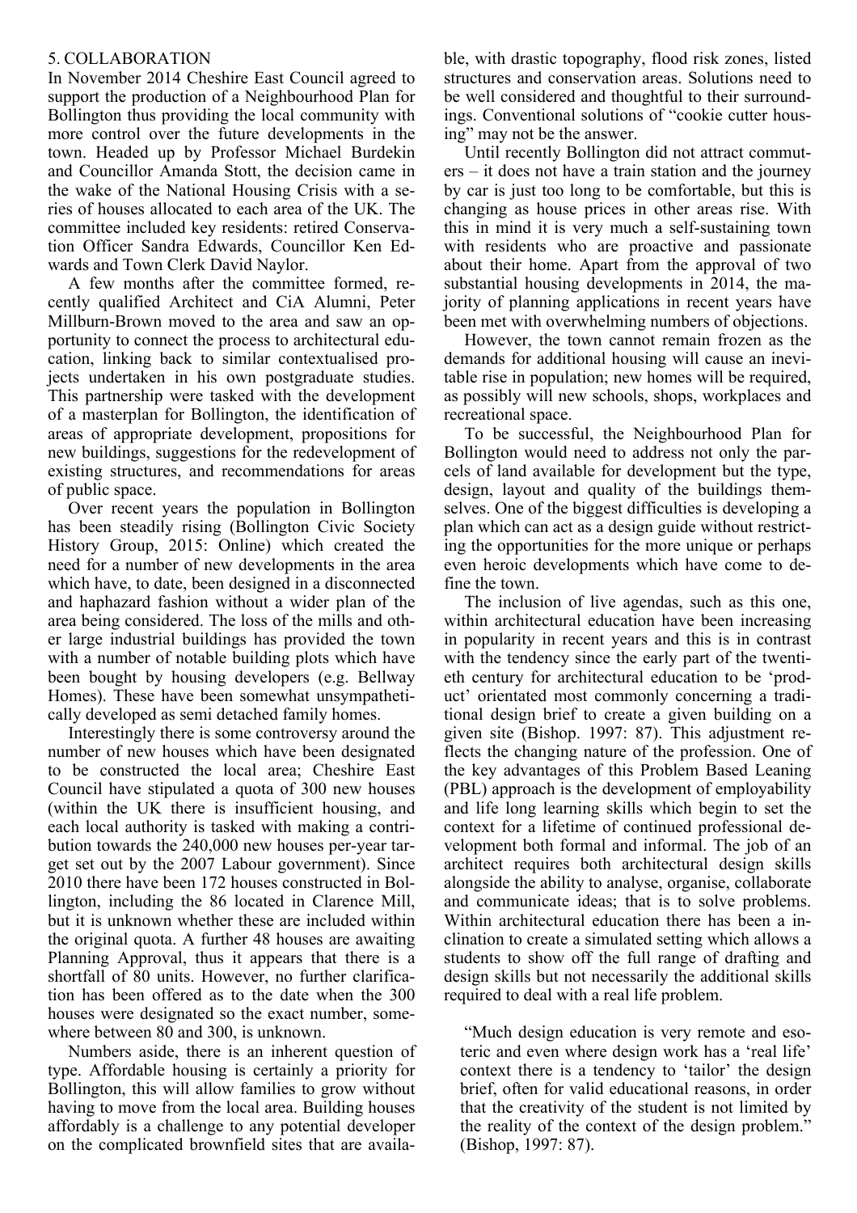## 5. COLLABORATION

In November 2014 Cheshire East Council agreed to support the production of a Neighbourhood Plan for Bollington thus providing the local community with more control over the future developments in the town. Headed up by Professor Michael Burdekin and Councillor Amanda Stott, the decision came in the wake of the National Housing Crisis with a series of houses allocated to each area of the UK. The committee included key residents: retired Conservation Officer Sandra Edwards, Councillor Ken Edwards and Town Clerk David Naylor.

A few months after the committee formed, recently qualified Architect and CiA Alumni, Peter Millburn-Brown moved to the area and saw an opportunity to connect the process to architectural education, linking back to similar contextualised projects undertaken in his own postgraduate studies. This partnership were tasked with the development of a masterplan for Bollington, the identification of areas of appropriate development, propositions for new buildings, suggestions for the redevelopment of existing structures, and recommendations for areas of public space.

Over recent years the population in Bollington has been steadily rising (Bollington Civic Society History Group, 2015: Online) which created the need for a number of new developments in the area which have, to date, been designed in a disconnected and haphazard fashion without a wider plan of the area being considered. The loss of the mills and other large industrial buildings has provided the town with a number of notable building plots which have been bought by housing developers (e.g. Bellway Homes). These have been somewhat unsympathetically developed as semi detached family homes.

Interestingly there is some controversy around the number of new houses which have been designated to be constructed the local area; Cheshire East Council have stipulated a quota of 300 new houses (within the UK there is insufficient housing, and each local authority is tasked with making a contribution towards the 240,000 new houses per-year target set out by the 2007 Labour government). Since 2010 there have been 172 houses constructed in Bollington, including the 86 located in Clarence Mill, but it is unknown whether these are included within the original quota. A further 48 houses are awaiting Planning Approval, thus it appears that there is a shortfall of 80 units. However, no further clarification has been offered as to the date when the 300 houses were designated so the exact number, somewhere between 80 and 300, is unknown.

Numbers aside, there is an inherent question of type. Affordable housing is certainly a priority for Bollington, this will allow families to grow without having to move from the local area. Building houses affordably is a challenge to any potential developer on the complicated brownfield sites that are available, with drastic topography, flood risk zones, listed structures and conservation areas. Solutions need to be well considered and thoughtful to their surroundings. Conventional solutions of "cookie cutter housing" may not be the answer.

Until recently Bollington did not attract commuters – it does not have a train station and the journey by car is just too long to be comfortable, but this is changing as house prices in other areas rise. With this in mind it is very much a self-sustaining town with residents who are proactive and passionate about their home. Apart from the approval of two substantial housing developments in 2014, the majority of planning applications in recent years have been met with overwhelming numbers of objections.

However, the town cannot remain frozen as the demands for additional housing will cause an inevitable rise in population; new homes will be required, as possibly will new schools, shops, workplaces and recreational space.

To be successful, the Neighbourhood Plan for Bollington would need to address not only the parcels of land available for development but the type, design, layout and quality of the buildings themselves. One of the biggest difficulties is developing a plan which can act as a design guide without restricting the opportunities for the more unique or perhaps even heroic developments which have come to define the town.

The inclusion of live agendas, such as this one, within architectural education have been increasing in popularity in recent years and this is in contrast with the tendency since the early part of the twentieth century for architectural education to be 'product' orientated most commonly concerning a traditional design brief to create a given building on a given site (Bishop. 1997: 87). This adjustment reflects the changing nature of the profession. One of the key advantages of this Problem Based Leaning (PBL) approach is the development of employability and life long learning skills which begin to set the context for a lifetime of continued professional development both formal and informal. The job of an architect requires both architectural design skills alongside the ability to analyse, organise, collaborate and communicate ideas; that is to solve problems. Within architectural education there has been a inclination to create a simulated setting which allows a students to show off the full range of drafting and design skills but not necessarily the additional skills required to deal with a real life problem.

> "Much design education is very remote and esoteric and even where design work has a 'real life' context there is a tendency to 'tailor' the design brief, often for valid educational reasons, in order that the creativity of the student is not limited by the reality of the context of the design problem." (Bishop, 1997: 87).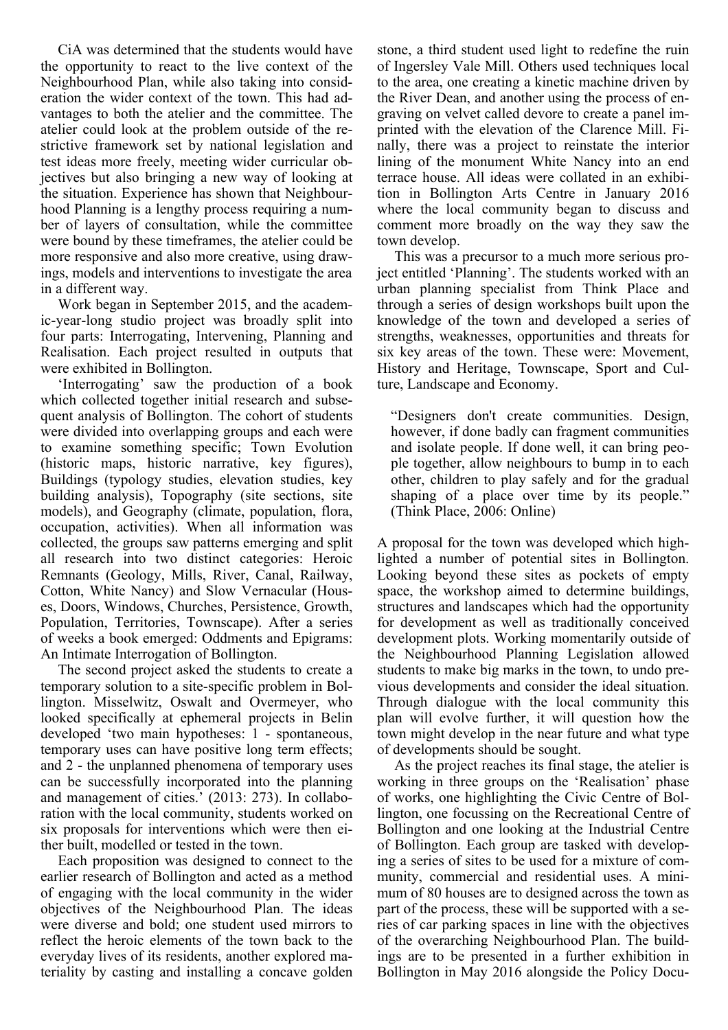CiA was determined that the students would have the opportunity to react to the live context of the Neighbourhood Plan, while also taking into consideration the wider context of the town. This had advantages to both the atelier and the committee. The atelier could look at the problem outside of the restrictive framework set by national legislation and test ideas more freely, meeting wider curricular objectives but also bringing a new way of looking at the situation. Experience has shown that Neighbourhood Planning is a lengthy process requiring a number of layers of consultation, while the committee were bound by these timeframes, the atelier could be more responsive and also more creative, using drawings, models and interventions to investigate the area in a different way.

Work began in September 2015, and the academic-year-long studio project was broadly split into four parts: Interrogating, Intervening, Planning and Realisation. Each project resulted in outputs that were exhibited in Bollington.

'Interrogating' saw the production of a book which collected together initial research and subsequent analysis of Bollington. The cohort of students were divided into overlapping groups and each were to examine something specific; Town Evolution (historic maps, historic narrative, key figures), Buildings (typology studies, elevation studies, key building analysis), Topography (site sections, site models), and Geography (climate, population, flora, occupation, activities). When all information was collected, the groups saw patterns emerging and split all research into two distinct categories: Heroic Remnants (Geology, Mills, River, Canal, Railway, Cotton, White Nancy) and Slow Vernacular (Houses, Doors, Windows, Churches, Persistence, Growth, Population, Territories, Townscape). After a series of weeks a book emerged: Oddments and Epigrams: An Intimate Interrogation of Bollington.

The second project asked the students to create a temporary solution to a site-specific problem in Bollington. Misselwitz, Oswalt and Overmeyer, who looked specifically at ephemeral projects in Belin developed 'two main hypotheses: 1 - spontaneous, temporary uses can have positive long term effects; and 2 - the unplanned phenomena of temporary uses can be successfully incorporated into the planning and management of cities.' (2013: 273). In collaboration with the local community, students worked on six proposals for interventions which were then either built, modelled or tested in the town.

Each proposition was designed to connect to the earlier research of Bollington and acted as a method of engaging with the local community in the wider objectives of the Neighbourhood Plan. The ideas were diverse and bold; one student used mirrors to reflect the heroic elements of the town back to the everyday lives of its residents, another explored materiality by casting and installing a concave golden stone, a third student used light to redefine the ruin of Ingersley Vale Mill. Others used techniques local to the area, one creating a kinetic machine driven by the River Dean, and another using the process of engraving on velvet called devore to create a panel imprinted with the elevation of the Clarence Mill. Finally, there was a project to reinstate the interior lining of the monument White Nancy into an end terrace house. All ideas were collated in an exhibition in Bollington Arts Centre in January 2016 where the local community began to discuss and comment more broadly on the way they saw the town develop.

This was a precursor to a much more serious project entitled 'Planning'. The students worked with an urban planning specialist from Think Place and through a series of design workshops built upon the knowledge of the town and developed a series of strengths, weaknesses, opportunities and threats for six key areas of the town. These were: Movement, History and Heritage, Townscape, Sport and Culture, Landscape and Economy.

> "Designers don't create communities. Design, however, if done badly can fragment communities and isolate people. If done well, it can bring people together, allow neighbours to bump in to each other, children to play safely and for the gradual shaping of a place over time by its people." (Think Place, 2006: Online)

A proposal for the town was developed which highlighted a number of potential sites in Bollington. Looking beyond these sites as pockets of empty space, the workshop aimed to determine buildings, structures and landscapes which had the opportunity for development as well as traditionally conceived development plots. Working momentarily outside of the Neighbourhood Planning Legislation allowed students to make big marks in the town, to undo previous developments and consider the ideal situation. Through dialogue with the local community this plan will evolve further, it will question how the town might develop in the near future and what type of developments should be sought.

As the project reaches its final stage, the atelier is working in three groups on the 'Realisation' phase of works, one highlighting the Civic Centre of Bollington, one focussing on the Recreational Centre of Bollington and one looking at the Industrial Centre of Bollington. Each group are tasked with developing a series of sites to be used for a mixture of community, commercial and residential uses. A minimum of 80 houses are to designed across the town as part of the process, these will be supported with a series of car parking spaces in line with the objectives of the overarching Neighbourhood Plan. The buildings are to be presented in a further exhibition in Bollington in May 2016 alongside the Policy Docu-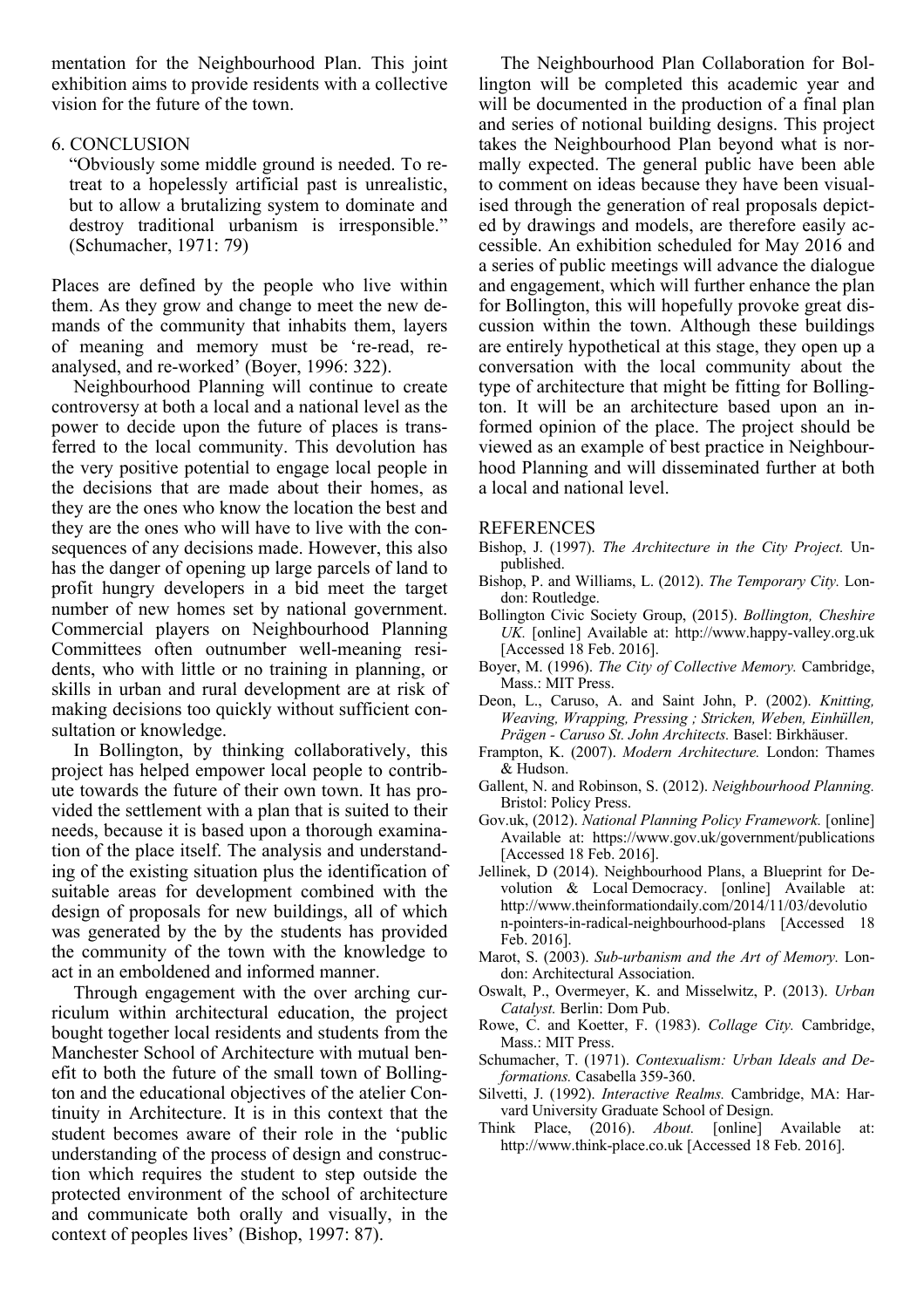mentation for the Neighbourhood Plan. This joint exhibition aims to provide residents with a collective vision for the future of the town.

## 6. CONCLUSION

> "Obviously some middle ground is needed. To retreat to a hopelessly artificial past is unrealistic, but to allow a brutalizing system to dominate and destroy traditional urbanism is irresponsible." (Schumacher, 1971: 79)

Places are defined by the people who live within them. As they grow and change to meet the new demands of the community that inhabits them, layers of meaning and memory must be 're-read, re-analysed, and re-worked' (Boyer, 1996: 322).

Neighbourhood Planning will continue to create controversy at both a local and a national level as the power to decide upon the future of places is transferred to the local community. This devolution has the very positive potential to engage local people in the decisions that are made about their homes, as they are the ones who know the location the best and they are the ones who will have to live with the consequences of any decisions made. However, this also has the danger of opening up large parcels of land to profit hungry developers in a bid meet the target number of new homes set by national government. Commercial players on Neighbourhood Planning Committees often outnumber well-meaning residents, who with little or no training in planning, or skills in urban and rural development are at risk of making decisions too quickly without sufficient consultation or knowledge.

In Bollington, by thinking collaboratively, this project has helped empower local people to contribute towards the future of their own town. It has provided the settlement with a plan that is suited to their needs, because it is based upon a thorough examination of the place itself. The analysis and understanding of the existing situation plus the identification of suitable areas for development combined with the design of proposals for new buildings, all of which was generated by the by the students has provided the community of the town with the knowledge to act in an emboldened and informed manner.

Through engagement with the over arching curriculum within architectural education, the project bought together local residents and students from the Manchester School of Architecture with mutual benefit to both the future of the small town of Bollington and the educational objectives of the atelier Continuity in Architecture. It is in this context that the student becomes aware of their role in the 'public understanding of the process of design and construction which requires the student to step outside the protected environment of the school of architecture and communicate both orally and visually, in the context of peoples lives' (Bishop, 1997: 87).

The Neighbourhood Plan Collaboration for Bollington will be completed this academic year and will be documented in the production of a final plan and series of notional building designs. This project takes the Neighbourhood Plan beyond what is normally expected. The general public have been able to comment on ideas because they have been visualised through the generation of real proposals depicted by drawings and models, are therefore easily accessible. An exhibition scheduled for May 2016 and a series of public meetings will advance the dialogue and engagement, which will further enhance the plan for Bollington, this will hopefully provoke great discussion within the town. Although these buildings are entirely hypothetical at this stage, they open up a conversation with the local community about the type of architecture that might be fitting for Bollington. It will be an architecture based upon an informed opinion of the place. The project should be viewed as an example of best practice in Neighbourhood Planning and will disseminated further at both a local and national level.

## REFERENCES

Bishop, J. (1997). *The Architecture in the City Project.* Unpublished.

Bishop, P. and Williams, L. (2012). *The Temporary City.* London: Routledge.

Bollington Civic Society Group, (2015). *Bollington, Cheshire UK.* [online] Available at: http://www.happy-valley.org.uk [Accessed 18 Feb. 2016].

Boyer, M. (1996). *The City of Collective Memory.* Cambridge, Mass.: MIT Press.

Deon, L., Caruso, A. and Saint John, P. (2002). *Knitting, Weaving, Wrapping, Pressing ; Stricken, Weben, Einhüllen, Prägen - Caruso St. John Architects.* Basel: Birkhäuser.

Frampton, K. (2007). *Modern Architecture.* London: Thames & Hudson.

Gallent, N. and Robinson, S. (2012). *Neighbourhood Planning.* Bristol: Policy Press.

Gov.uk, (2012). *National Planning Policy Framework.* [online] Available at: https://www.gov.uk/government/publications [Accessed 18 Feb. 2016].

Jellinek, D (2014). Neighbourhood Plans, a Blueprint for Devolution & Local Democracy. [online] Available at: http://www.theinformationdaily.com/2014/11/03/devolution-pointers-in-radical-neighbourhood-plans [Accessed 18 Feb. 2016].

Marot, S. (2003). *Sub-urbanism and the Art of Memory.* London: Architectural Association.

Oswalt, P., Overmeyer, K. and Misselwitz, P. (2013). *Urban Catalyst.* Berlin: Dom Pub.

Rowe, C. and Koetter, F. (1983). *Collage City.* Cambridge, Mass.: MIT Press.

Schumacher, T. (1971). *Contextualism: Urban Ideals and Deformations.* Casabella 359-360.

Silvetti, J. (1992). *Interactive Realms.* Cambridge, MA: Harvard University Graduate School of Design.

Think Place, (2016). *About.* [online] Available at: http://www.think-place.co.uk [Accessed 18 Feb. 2016].